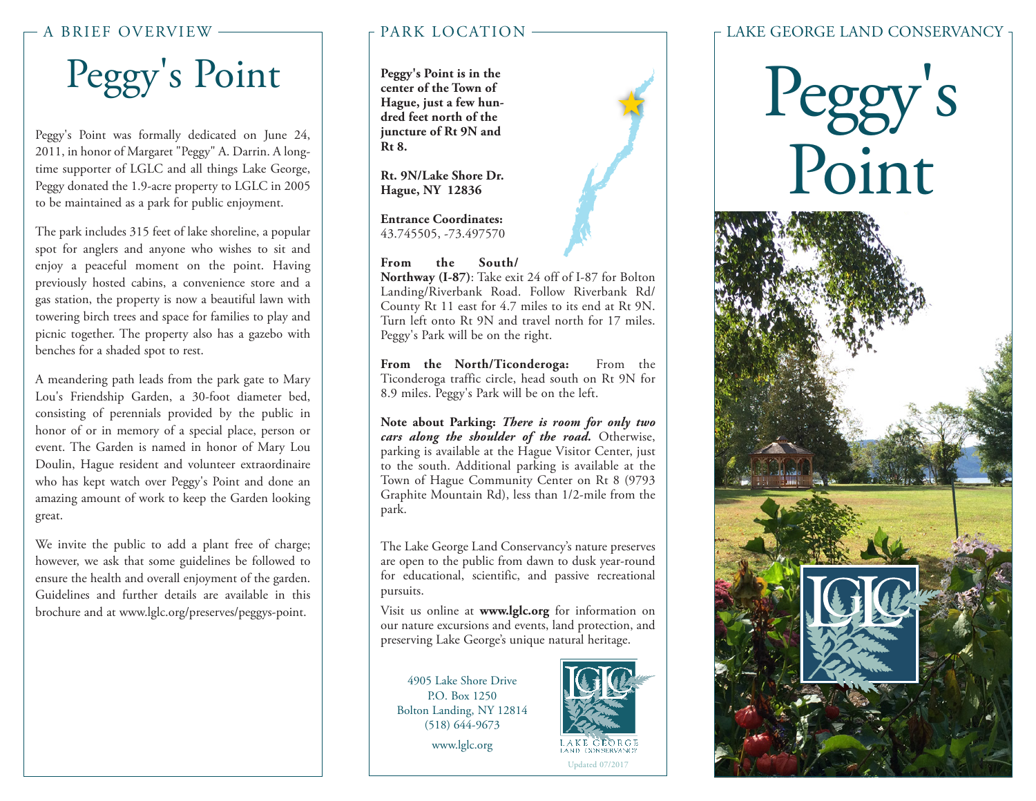A BRIEF OVERVIEW

# Peggy's Point

Peggy's Point was formally dedicated on June 24, 2011, in honor of Margaret "Peggy" A. Darrin. A longtime supporter of LGLC and all things Lake George, Peggy donated the 1.9-acre property to LGLC in 2005 to be maintained as a park for public enjoyment.

The park includes 315 feet of lake shoreline, a popular spot for anglers and anyone who wishes to sit and enjoy a peaceful moment on the point. Having previously hosted cabins, a convenience store and a gas station, the property is now a beautiful lawn with towering birch trees and space for families to play and picnic together. The property also has a gazebo with benches for a shaded spot to rest.

A meandering path leads from the park gate to Mary Lou's Friendship Garden, a 30-foot diameter bed, consisting of perennials provided by the public in honor of or in memory of a special place, person or event. The Garden is named in honor of Mary Lou Doulin, Hague resident and volunteer extraordinaire who has kept watch over Peggy's Point and done an amazing amount of work to keep the Garden looking great.

We invite the public to add a plant free of charge; however, we ask that some guidelines be followed to ensure the health and overall enjoyment of the garden. Guidelines and further details are available in this brochure and at www.lglc.org/preserves/peggys-point.

## PARK LOCATION

**Peggy's Point is in the center of the Town of Hague, just a few hundred feet north of the juncture of Rt 9N and Rt 8.**

**Rt. 9N/Lake Shore Dr.**
**Hague, NY 12836**

**Entrance Coordinates:**
43.745505, -73.497570

**From the South/ Northway (I-87)**: Take exit 24 off of I-87 for Bolton Landing/Riverbank Road. Follow Riverbank Rd/ County Rt 11 east for 4.7 miles to its end at Rt 9N. Turn left onto Rt 9N and travel north for 17 miles. Peggy's Park will be on the right.

**From the North/Ticonderoga:** From the Ticonderoga traffic circle, head south on Rt 9N for 8.9 miles. Peggy's Park will be on the left.

**Note about Parking:** ***There is room for only two cars along the shoulder of the road.*** Otherwise, parking is available at the Hague Visitor Center, just to the south. Additional parking is available at the Town of Hague Community Center on Rt 8 (9793 Graphite Mountain Rd), less than 1/2-mile from the park.

The Lake George Land Conservancy's nature preserves are open to the public from dawn to dusk year-round for educational, scientific, and passive recreational pursuits.

Visit us online at **www.lglc.org** for information on our nature excursions and events, land protection, and preserving Lake George's unique natural heritage.

4905 Lake Shore Drive
P.O. Box 1250
Bolton Landing, NY 12814
(518) 644-9673

www.lglc.org

LAKE GEORGE LAND CONSERVANCY

Updated 07/2017

LAKE GEORGE LAND CONSERVANCY

# Peggy's Point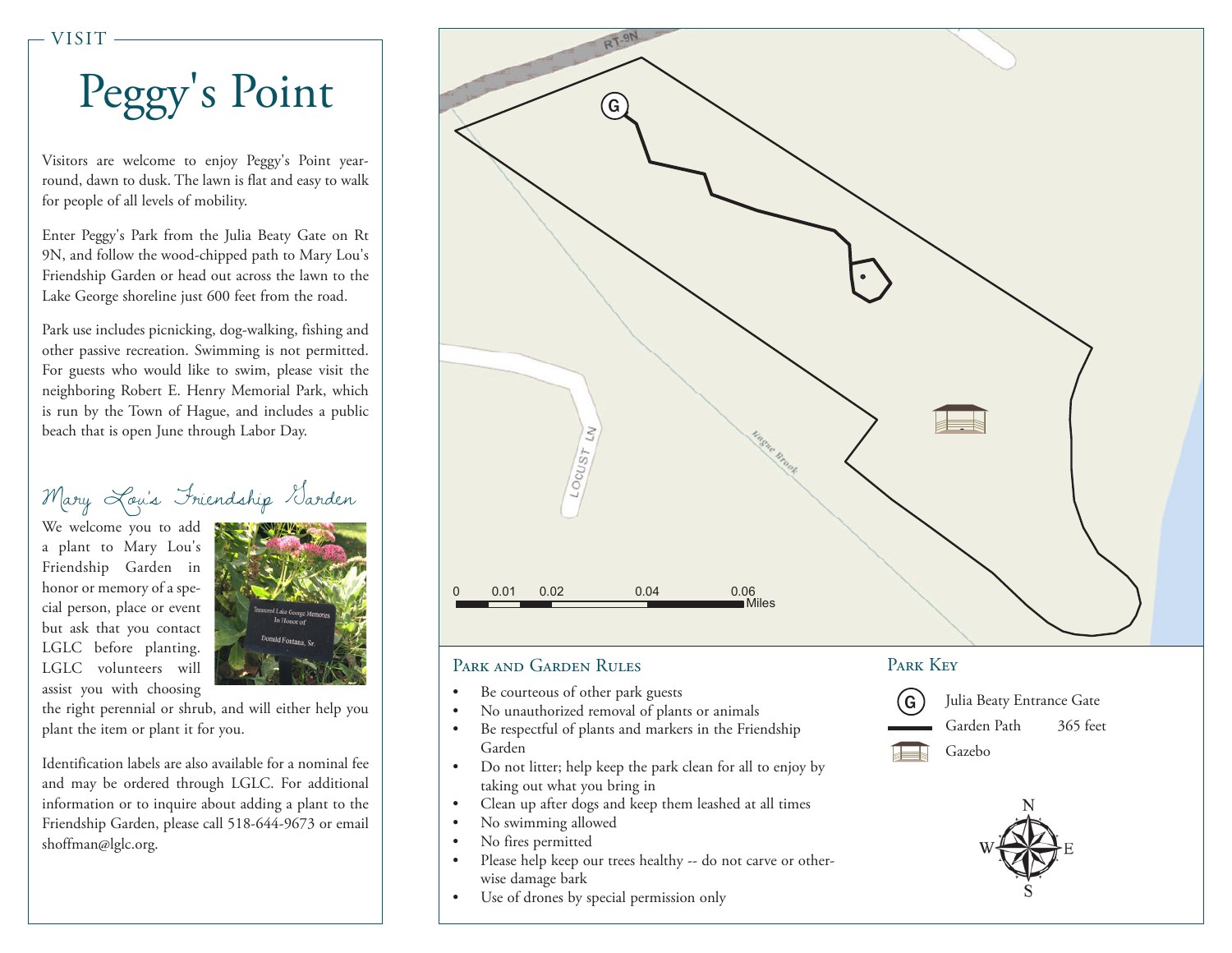VISIT

# Peggy's Point

Visitors are welcome to enjoy Peggy's Point year-round, dawn to dusk. The lawn is flat and easy to walk for people of all levels of mobility.

Enter Peggy's Park from the Julia Beaty Gate on Rt 9N, and follow the wood-chipped path to Mary Lou's Friendship Garden or head out across the lawn to the Lake George shoreline just 600 feet from the road.

Park use includes picnicking, dog-walking, fishing and other passive recreation. Swimming is not permitted. For guests who would like to swim, please visit the neighboring Robert E. Henry Memorial Park, which is run by the Town of Hague, and includes a public beach that is open June through Labor Day.

## Mary Lou's Friendship Garden

We welcome you to add a plant to Mary Lou's Friendship Garden in honor or memory of a special person, place or event but ask that you contact LGLC before planting. LGLC volunteers will assist you with choosing the right perennial or shrub, and will either help you plant the item or plant it for you.

Identification labels are also available for a nominal fee and may be ordered through LGLC. For additional information or to inquire about adding a plant to the Friendship Garden, please call 518-644-9673 or email shoffman@lglc.org.

RT-9N

G

LOCUST LN

Hague Brook

0 0.01 0.02 0.04 0.06 Miles

## Park and Garden Rules

- Be courteous of other park guests
- No unauthorized removal of plants or animals
- Be respectful of plants and markers in the Friendship Garden
- Do not litter; help keep the park clean for all to enjoy by taking out what you bring in
- Clean up after dogs and keep them leashed at all times
- No swimming allowed
- No fires permitted
- Please help keep our trees healthy -- do not carve or otherwise damage bark
- Use of drones by special permission only

## Park Key

G Julia Beaty Entrance Gate

Garden Path 365 feet

Gazebo

N

W E

S